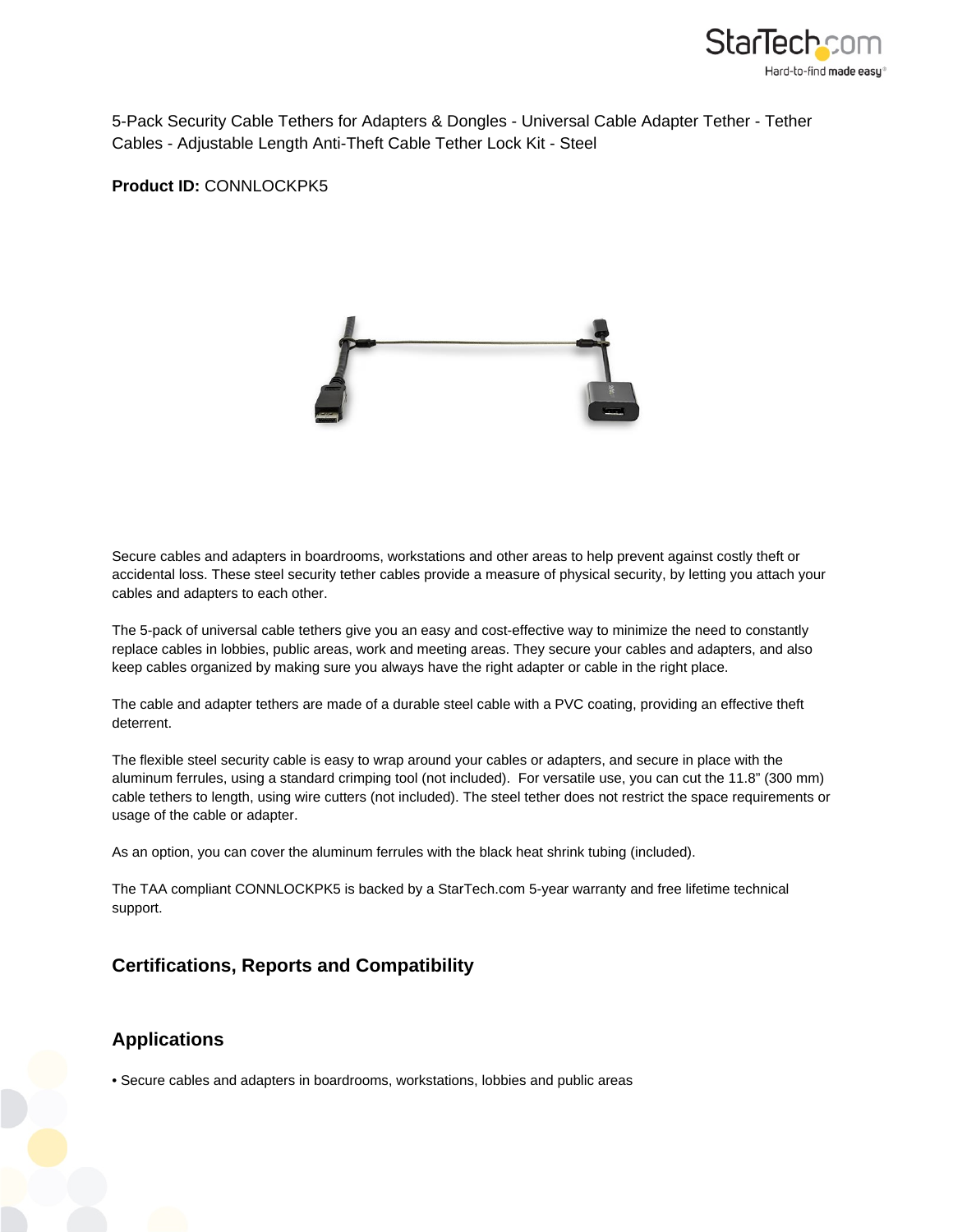5-Pack Security Cable Tethers for Adapters & Dongles - Universal Cable Adapter Tether - Tether Cables - Adjustable Length Anti-Theft Cable Tether Lock Kit - Steel

**Product ID:** CONNLOCKPK5

Secure cables and adapters in boardrooms, workstations and other areas to help prevent against costly theft or accidental loss. These steel security tether cables provide a measure of physical security, by letting you attach your cables and adapters to each other.

The 5-pack of universal cable tethers give you an easy and cost-effective way to minimize the need to constantly replace cables in lobbies, public areas, work and meeting areas. They secure your cables and adapters, and also keep cables organized by making sure you always have the right adapter or cable in the right place.

The cable and adapter tethers are made of a durable steel cable with a PVC coating, providing an effective theft deterrent.

The flexible steel security cable is easy to wrap around your cables or adapters, and secure in place with the aluminum ferrules, using a standard crimping tool (not included). For versatile use, you can cut the 11.8" (300 mm) cable tethers to length, using wire cutters (not included). The steel tether does not restrict the space requirements or usage of the cable or adapter.

As an option, you can cover the aluminum ferrules with the black heat shrink tubing (included).

The TAA compliant CONNLOCKPK5 is backed by a StarTech.com 5-year warranty and free lifetime technical support.

## Certifications, Reports and Compatibility

## Applications

• Secure cables and adapters in boardrooms, workstations, lobbies and public areas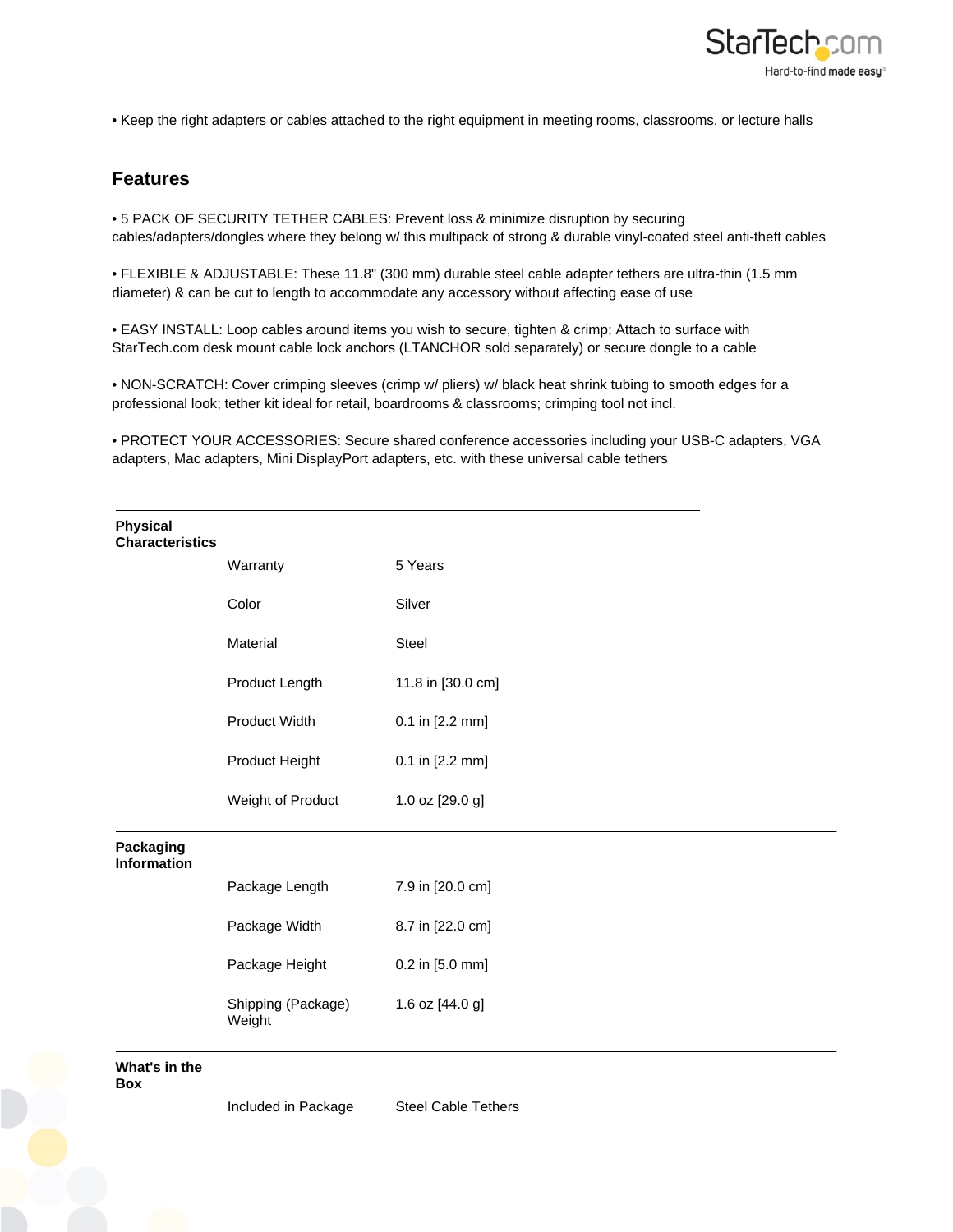• Keep the right adapters or cables attached to the right equipment in meeting rooms, classrooms, or lecture halls

## Features

• 5 PACK OF SECURITY TETHER CABLES: Prevent loss & minimize disruption by securing cables/adapters/dongles where they belong w/ this multipack of strong & durable vinyl-coated steel anti-theft cables

• FLEXIBLE & ADJUSTABLE: These 11.8" (300 mm) durable steel cable adapter tethers are ultra-thin (1.5 mm diameter) & can be cut to length to accommodate any accessory without affecting ease of use

• EASY INSTALL: Loop cables around items you wish to secure, tighten & crimp; Attach to surface with StarTech.com desk mount cable lock anchors (LTANCHOR sold separately) or secure dongle to a cable

• NON-SCRATCH: Cover crimping sleeves (crimp w/ pliers) w/ black heat shrink tubing to smooth edges for a professional look; tether kit ideal for retail, boardrooms & classrooms; crimping tool not incl.

• PROTECT YOUR ACCESSORIES: Secure shared conference accessories including your USB-C adapters, VGA adapters, Mac adapters, Mini DisplayPort adapters, etc. with these universal cable tethers

| | | |
|---|---|---|
| **Physical Characteristics** | | |
| | Warranty | 5 Years |
| | Color | Silver |
| | Material | Steel |
| | Product Length | 11.8 in [30.0 cm] |
| | Product Width | 0.1 in [2.2 mm] |
| | Product Height | 0.1 in [2.2 mm] |
| | Weight of Product | 1.0 oz [29.0 g] |
| **Packaging Information** | | |
| | Package Length | 7.9 in [20.0 cm] |
| | Package Width | 8.7 in [22.0 cm] |
| | Package Height | 0.2 in [5.0 mm] |
| | Shipping (Package) Weight | 1.6 oz [44.0 g] |
| **What's in the Box** | | |
| | Included in Package | Steel Cable Tethers |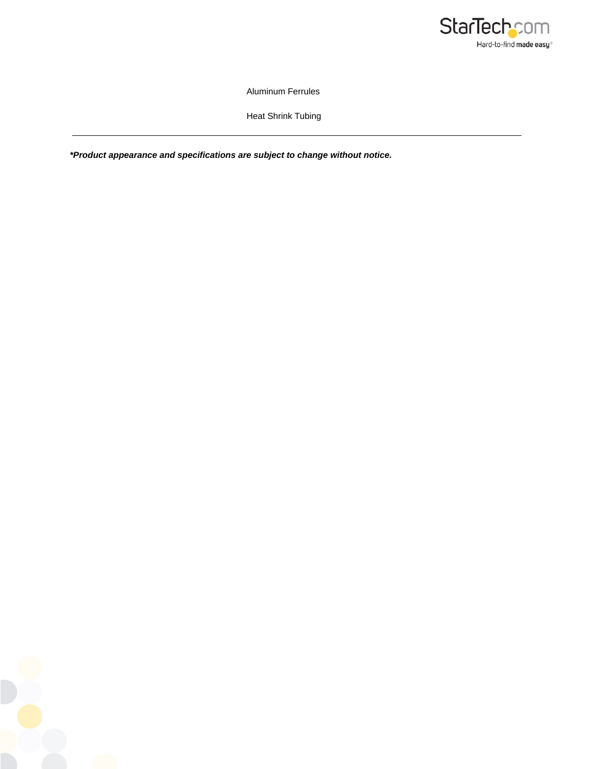Aluminum Ferrules

Heat Shrink Tubing

---

***Product appearance and specifications are subject to change without notice.***